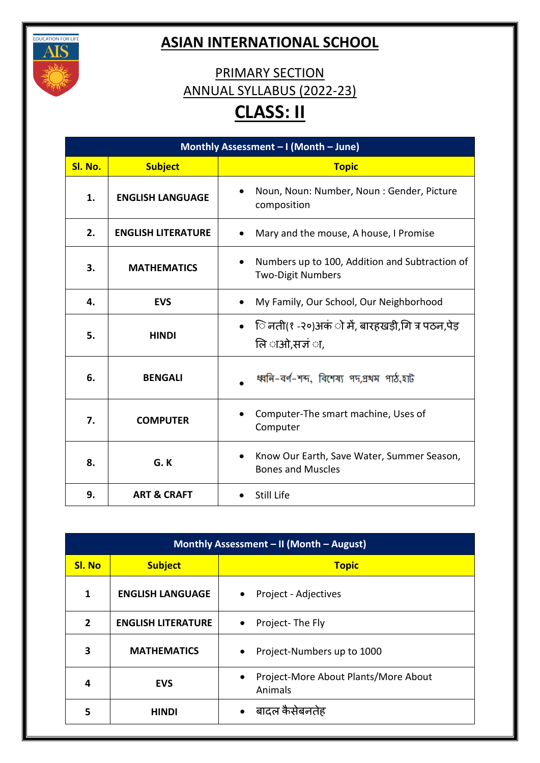# ASIAN INTERNATIONAL SCHOOL

## PRIMARY SECTION
## ANNUAL SYLLABUS (2022-23)
## CLASS: II

| Monthly Assessment – I (Month – June) | | |
|---|---|---|
| **Sl. No.** | **Subject** | **Topic** |
| 1. | ENGLISH LANGUAGE | • Noun, Noun: Number, Noun : Gender, Picture composition |
| 2. | ENGLISH LITERATURE | • Mary and the mouse, A house, I Promise |
| 3. | MATHEMATICS | • Numbers up to 100, Addition and Subtraction of Two-Digit Numbers |
| 4. | EVS | • My Family, Our School, Our Neighborhood |
| 5. | HINDI | • िनती(१ -२०)अकं ो में, बारहखड़ी,गि त्र पठन,पेड़ लि ाओ,सज्ं ा, |
| 6. | BENGALI | • ধ্বনি-বর্ণ-শব্দ, বিশেষ্য পদ,প্রথম পাঠ,হাট |
| 7. | COMPUTER | • Computer-The smart machine, Uses of Computer |
| 8. | G. K | • Know Our Earth, Save Water, Summer Season, Bones and Muscles |
| 9. | ART & CRAFT | • Still Life |

| Monthly Assessment – II (Month – August) | | |
|---|---|---|
| **Sl. No** | **Subject** | **Topic** |
| 1 | ENGLISH LANGUAGE | • Project - Adjectives |
| 2 | ENGLISH LITERATURE | • Project- The Fly |
| 3 | MATHEMATICS | • Project-Numbers up to 1000 |
| 4 | EVS | • Project-More About Plants/More About Animals |
| 5 | HINDI | • बादल कैसेबनतेह |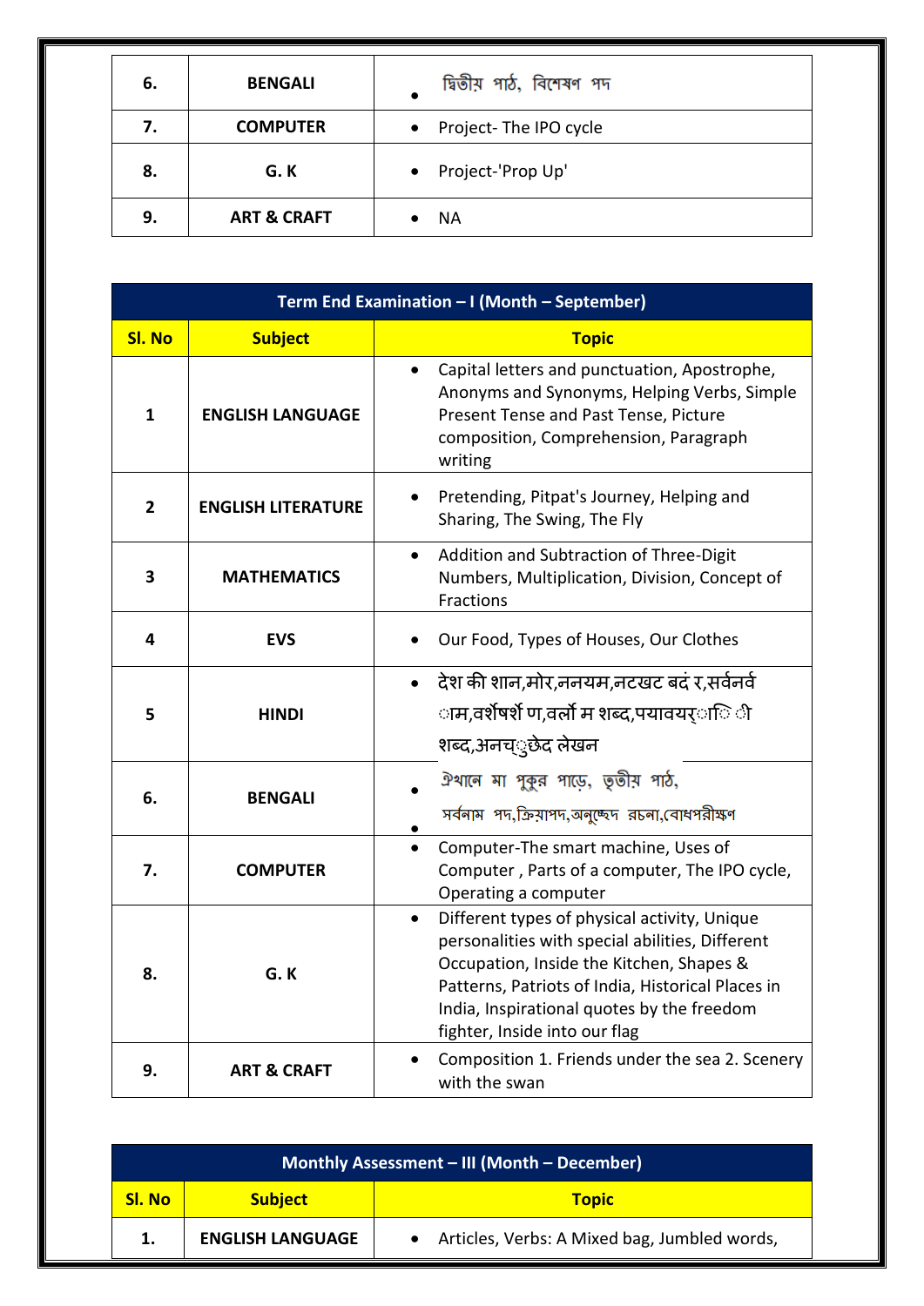| 6. | BENGALI | • দ্বিতীয় পাঠ, বিশেষণ পদ |
|---|---|---|
| 7. | COMPUTER | • Project- The IPO cycle |
| 8. | G. K | • Project-'Prop Up' |
| 9. | ART & CRAFT | • NA |

| Term End Examination – I (Month – September) | | |
|---|---|---|
| **Sl. No** | **Subject** | **Topic** |
| 1 | ENGLISH LANGUAGE | • Capital letters and punctuation, Apostrophe, Anonyms and Synonyms, Helping Verbs, Simple Present Tense and Past Tense, Picture composition, Comprehension, Paragraph writing |
| 2 | ENGLISH LITERATURE | • Pretending, Pitpat's Journey, Helping and Sharing, The Swing, The Fly |
| 3 | MATHEMATICS | • Addition and Subtraction of Three-Digit Numbers, Multiplication, Division, Concept of Fractions |
| 4 | EVS | • Our Food, Types of Houses, Our Clothes |
| 5 | HINDI | • देश की शान,मोर,ननयम,नटखट बदं र,सर्वनर्व ाम,वर्शेषर्श ण,वर्लो म शब्द,पयावयर्ािी शब्द,अनच्ुछेद लेखन |
| 6. | BENGALI | • ঐখানে মা পুকুর পাড়ে, তৃতীয় পাঠ,<br>• সর্বনাম পদ,ক্রিয়াপদ,অনুচ্ছেদ রচনা,বোধপরীক্ষণ |
| 7. | COMPUTER | • Computer-The smart machine, Uses of Computer , Parts of a computer, The IPO cycle, Operating a computer |
| 8. | G. K | • Different types of physical activity, Unique personalities with special abilities, Different Occupation, Inside the Kitchen, Shapes & Patterns, Patriots of India, Historical Places in India, Inspirational quotes by the freedom fighter, Inside into our flag |
| 9. | ART & CRAFT | • Composition 1. Friends under the sea 2. Scenery with the swan |

| Monthly Assessment – III (Month – December) | | |
|---|---|---|
| **Sl. No** | **Subject** | **Topic** |
| 1. | ENGLISH LANGUAGE | • Articles, Verbs: A Mixed bag, Jumbled words, |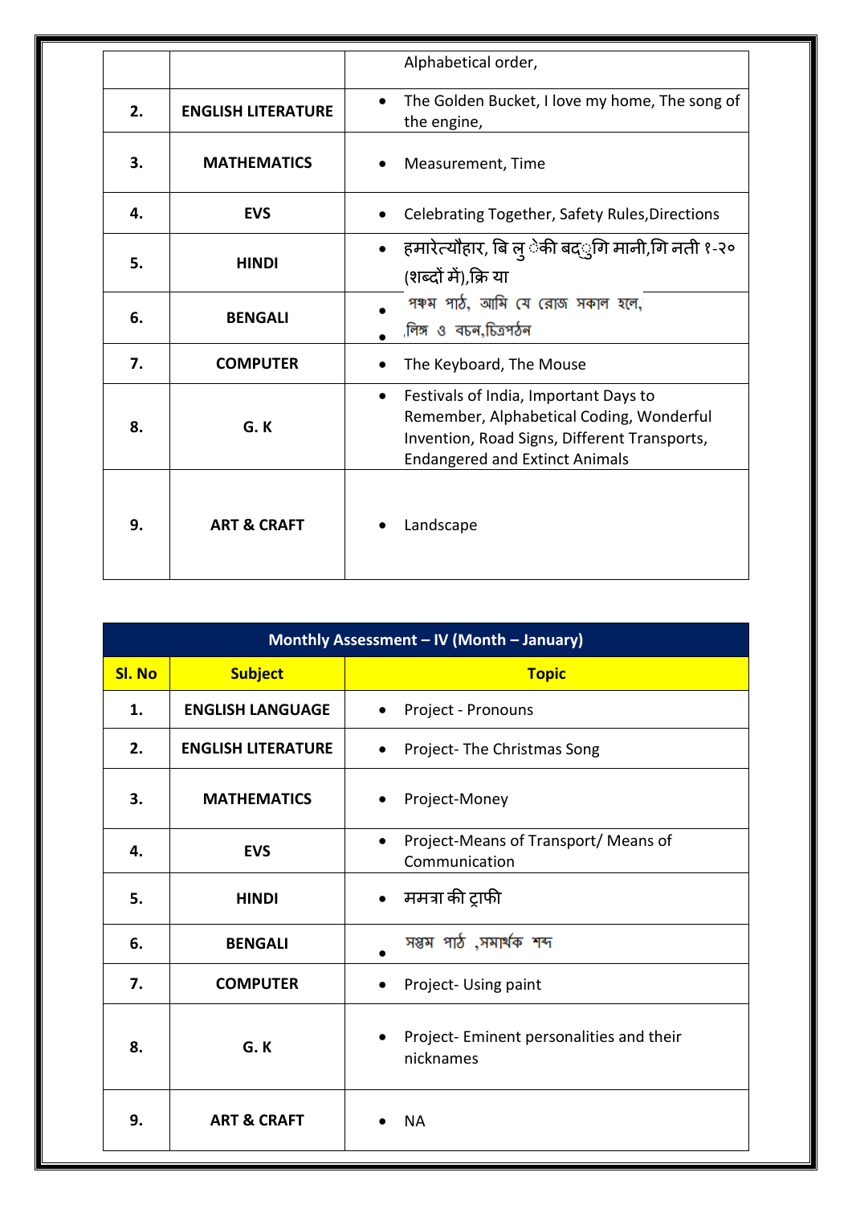| | | |
|---|---|---|
| | | Alphabetical order, |
| **2.** | **ENGLISH LITERATURE** | • The Golden Bucket, I love my home, The song of the engine, |
| **3.** | **MATHEMATICS** | • Measurement, Time |
| **4.** | **EVS** | • Celebrating Together, Safety Rules,Directions |
| **5.** | **HINDI** | • हमारेत्यौहार, बि लु ैकी बद्ुगि मानी,गि नती १-२० (शब्दों में),क्रि या |
| **6.** | **BENGALI** | • পঞ্চম পাঠ, আমি যে রোজ সকাল হলে, • লিঙ্গ ও বচন,চিত্রপঠন |
| **7.** | **COMPUTER** | • The Keyboard, The Mouse |
| **8.** | **G. K** | • Festivals of India, Important Days to Remember, Alphabetical Coding, Wonderful Invention, Road Signs, Different Transports, Endangered and Extinct Animals |
| **9.** | **ART & CRAFT** | • Landscape |

| **Monthly Assessment – IV (Month – January)** | | |
|---|---|---|
| **Sl. No** | **Subject** | **Topic** |
| **1.** | **ENGLISH LANGUAGE** | • Project - Pronouns |
| **2.** | **ENGLISH LITERATURE** | • Project- The Christmas Song |
| **3.** | **MATHEMATICS** | • Project-Money |
| **4.** | **EVS** | • Project-Means of Transport/ Means of Communication |
| **5.** | **HINDI** | • ममत्रा की ट्राफी |
| **6.** | **BENGALI** | • সপ্তম পাঠ ,সমার্থক শব্দ |
| **7.** | **COMPUTER** | • Project- Using paint |
| **8.** | **G. K** | • Project- Eminent personalities and their nicknames |
| **9.** | **ART & CRAFT** | • NA |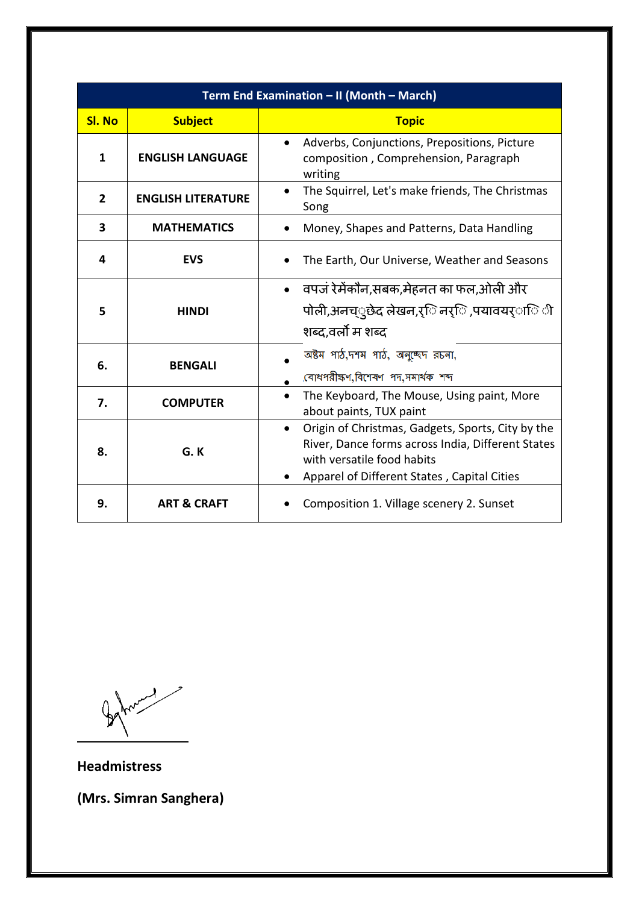| Term End Examination – II (Month – March) | | |
|---|---|---|
| **Sl. No** | **Subject** | **Topic** |
| 1 | ENGLISH LANGUAGE | • Adverbs, Conjunctions, Prepositions, Picture composition , Comprehension, Paragraph writing |
| 2 | ENGLISH LITERATURE | • The Squirrel, Let's make friends, The Christmas Song |
| 3 | MATHEMATICS | • Money, Shapes and Patterns, Data Handling |
| 4 | EVS | • The Earth, Our Universe, Weather and Seasons |
| 5 | HINDI | • वपजं रेमेंकौन,सबक,मेहनत का फल,ओली और पोली,अनच्ुछेद लेखन,र्ि नर्ि ,पयावयर्ािी शब्द,वर्लो म शब्द |
| 6. | BENGALI | • অষ্টম পাঠ,দশম পাঠ, অনুচ্ছেদ রচনা, • বোধপরীক্ষণ,বিশেষণ পদ,সমার্থক শব্দ |
| 7. | COMPUTER | • The Keyboard, The Mouse, Using paint, More about paints, TUX paint |
| 8. | G. K | • Origin of Christmas, Gadgets, Sports, City by the River, Dance forms across India, Different States with versatile food habits • Apparel of Different States , Capital Cities |
| 9. | ART & CRAFT | • Composition 1. Village scenery 2. Sunset |

**Headmistress**

**(Mrs. Simran Sanghera)**